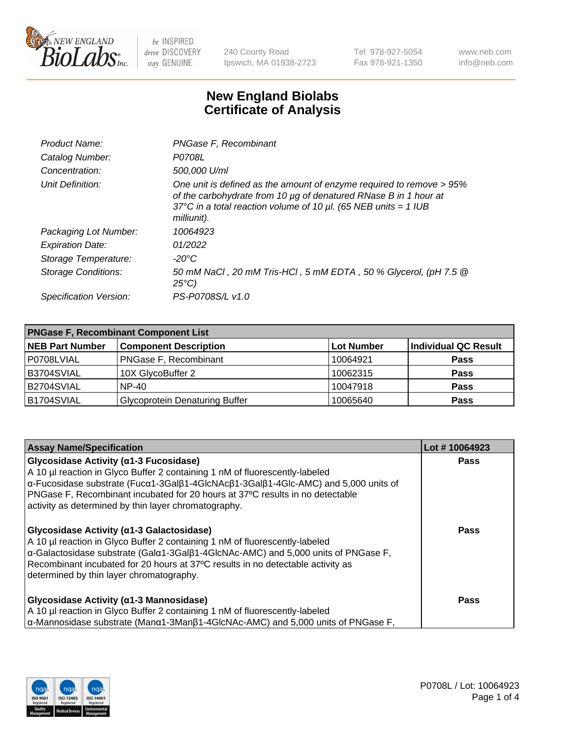NEW ENGLAND BioLabs Inc. — be INSPIRED drive DISCOVERY stay GENUINE

240 County Road
Ipswich, MA 01938-2723

Tel 978-927-5054
Fax 978-921-1350

www.neb.com
info@neb.com

# New England Biolabs
# Certificate of Analysis

| | |
|---|---|
| *Product Name:* | *PNGase F, Recombinant* |
| *Catalog Number:* | *P0708L* |
| *Concentration:* | *500,000 U/ml* |
| *Unit Definition:* | *One unit is defined as the amount of enzyme required to remove > 95% of the carbohydrate from 10 µg of denatured RNase B in 1 hour at 37°C in a total reaction volume of 10 µl. (65 NEB units = 1 IUB milliunit).* |
| *Packaging Lot Number:* | *10064923* |
| *Expiration Date:* | *01/2022* |
| *Storage Temperature:* | *-20°C* |
| *Storage Conditions:* | *50 mM NaCl , 20 mM Tris-HCl , 5 mM EDTA , 50 % Glycerol, (pH 7.5 @ 25°C)* |
| *Specification Version:* | *PS-P0708S/L v1.0* |

| PNGase F, Recombinant Component List | | | |
|---|---|---|---|
| **NEB Part Number** | **Component Description** | **Lot Number** | **Individual QC Result** |
| P0708LVIAL | PNGase F, Recombinant | 10064921 | **Pass** |
| B3704SVIAL | 10X GlycoBuffer 2 | 10062315 | **Pass** |
| B2704SVIAL | NP-40 | 10047918 | **Pass** |
| B1704SVIAL | Glycoprotein Denaturing Buffer | 10065640 | **Pass** |

| Assay Name/Specification | Lot # 10064923 |
|---|---|
| **Glycosidase Activity (α1-3 Fucosidase)**<br>A 10 µl reaction in Glyco Buffer 2 containing 1 nM of fluorescently-labeled α-Fucosidase substrate (Fucα1-3Galβ1-4GlcNAcβ1-3Galβ1-4Glc-AMC) and 5,000 units of PNGase F, Recombinant incubated for 20 hours at 37ºC results in no detectable activity as determined by thin layer chromatography. | **Pass** |
| **Glycosidase Activity (α1-3 Galactosidase)**<br>A 10 µl reaction in Glyco Buffer 2 containing 1 nM of fluorescently-labeled α-Galactosidase substrate (Galα1-3Galβ1-4GlcNAc-AMC) and 5,000 units of PNGase F, Recombinant incubated for 20 hours at 37ºC results in no detectable activity as determined by thin layer chromatography. | **Pass** |
| **Glycosidase Activity (α1-3 Mannosidase)**<br>A 10 µl reaction in Glyco Buffer 2 containing 1 nM of fluorescently-labeled α-Mannosidase substrate (Manα1-3Manβ1-4GlcNAc-AMC) and 5,000 units of PNGase F, | **Pass** |

P0708L / Lot: 10064923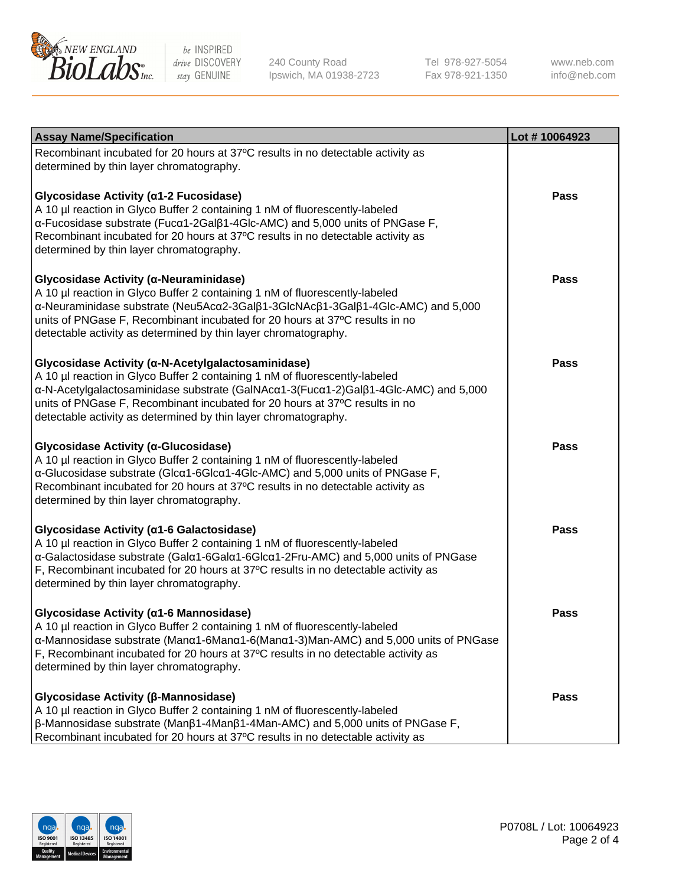| Assay Name/Specification | Lot # 10064923 |
| --- | --- |
| Recombinant incubated for 20 hours at 37ºC results in no detectable activity as determined by thin layer chromatography. | |
| **Glycosidase Activity (α1-2 Fucosidase)**<br>A 10 µl reaction in Glyco Buffer 2 containing 1 nM of fluorescently-labeled α-Fucosidase substrate (Fucα1-2Galβ1-4Glc-AMC) and 5,000 units of PNGase F, Recombinant incubated for 20 hours at 37ºC results in no detectable activity as determined by thin layer chromatography. | Pass |
| **Glycosidase Activity (α-Neuraminidase)**<br>A 10 µl reaction in Glyco Buffer 2 containing 1 nM of fluorescently-labeled α-Neuraminidase substrate (Neu5Acα2-3Galβ1-3GlcNAcβ1-3Galβ1-4Glc-AMC) and 5,000 units of PNGase F, Recombinant incubated for 20 hours at 37ºC results in no detectable activity as determined by thin layer chromatography. | Pass |
| **Glycosidase Activity (α-N-Acetylgalactosaminidase)**<br>A 10 µl reaction in Glyco Buffer 2 containing 1 nM of fluorescently-labeled α-N-Acetylgalactosaminidase substrate (GalNAcα1-3(Fucα1-2)Galβ1-4Glc-AMC) and 5,000 units of PNGase F, Recombinant incubated for 20 hours at 37ºC results in no detectable activity as determined by thin layer chromatography. | Pass |
| **Glycosidase Activity (α-Glucosidase)**<br>A 10 µl reaction in Glyco Buffer 2 containing 1 nM of fluorescently-labeled α-Glucosidase substrate (Glcα1-6Glcα1-4Glc-AMC) and 5,000 units of PNGase F, Recombinant incubated for 20 hours at 37ºC results in no detectable activity as determined by thin layer chromatography. | Pass |
| **Glycosidase Activity (α1-6 Galactosidase)**<br>A 10 µl reaction in Glyco Buffer 2 containing 1 nM of fluorescently-labeled α-Galactosidase substrate (Galα1-6Galα1-6Glcα1-2Fru-AMC) and 5,000 units of PNGase F, Recombinant incubated for 20 hours at 37ºC results in no detectable activity as determined by thin layer chromatography. | Pass |
| **Glycosidase Activity (α1-6 Mannosidase)**<br>A 10 µl reaction in Glyco Buffer 2 containing 1 nM of fluorescently-labeled α-Mannosidase substrate (Manα1-6Manα1-6(Manα1-3)Man-AMC) and 5,000 units of PNGase F, Recombinant incubated for 20 hours at 37ºC results in no detectable activity as determined by thin layer chromatography. | Pass |
| **Glycosidase Activity (β-Mannosidase)**<br>A 10 µl reaction in Glyco Buffer 2 containing 1 nM of fluorescently-labeled β-Mannosidase substrate (Manβ1-4Manβ1-4Man-AMC) and 5,000 units of PNGase F, Recombinant incubated for 20 hours at 37ºC results in no detectable activity as | Pass |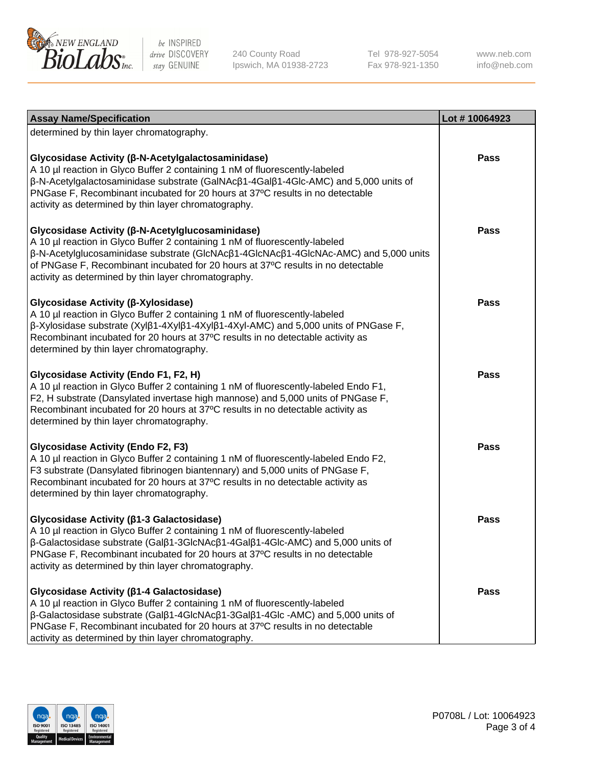| Assay Name/Specification | Lot # 10064923 |
| --- | --- |
| determined by thin layer chromatography. | |
| **Glycosidase Activity (β-N-Acetylgalactosaminidase)**<br>A 10 µl reaction in Glyco Buffer 2 containing 1 nM of fluorescently-labeled β-N-Acetylgalactosaminidase substrate (GalNAcβ1-4Galβ1-4Glc-AMC) and 5,000 units of PNGase F, Recombinant incubated for 20 hours at 37ºC results in no detectable activity as determined by thin layer chromatography. | Pass |
| **Glycosidase Activity (β-N-Acetylglucosaminidase)**<br>A 10 µl reaction in Glyco Buffer 2 containing 1 nM of fluorescently-labeled β-N-Acetylglucosaminidase substrate (GlcNAcβ1-4GlcNAcβ1-4GlcNAc-AMC) and 5,000 units of PNGase F, Recombinant incubated for 20 hours at 37ºC results in no detectable activity as determined by thin layer chromatography. | Pass |
| **Glycosidase Activity (β-Xylosidase)**<br>A 10 µl reaction in Glyco Buffer 2 containing 1 nM of fluorescently-labeled β-Xylosidase substrate (Xylβ1-4Xylβ1-4Xylβ1-4Xyl-AMC) and 5,000 units of PNGase F, Recombinant incubated for 20 hours at 37ºC results in no detectable activity as determined by thin layer chromatography. | Pass |
| **Glycosidase Activity (Endo F1, F2, H)**<br>A 10 µl reaction in Glyco Buffer 2 containing 1 nM of fluorescently-labeled Endo F1, F2, H substrate (Dansylated invertase high mannose) and 5,000 units of PNGase F, Recombinant incubated for 20 hours at 37ºC results in no detectable activity as determined by thin layer chromatography. | Pass |
| **Glycosidase Activity (Endo F2, F3)**<br>A 10 µl reaction in Glyco Buffer 2 containing 1 nM of fluorescently-labeled Endo F2, F3 substrate (Dansylated fibrinogen biantennary) and 5,000 units of PNGase F, Recombinant incubated for 20 hours at 37ºC results in no detectable activity as determined by thin layer chromatography. | Pass |
| **Glycosidase Activity (β1-3 Galactosidase)**<br>A 10 µl reaction in Glyco Buffer 2 containing 1 nM of fluorescently-labeled β-Galactosidase substrate (Galβ1-3GlcNAcβ1-4Galβ1-4Glc-AMC) and 5,000 units of PNGase F, Recombinant incubated for 20 hours at 37ºC results in no detectable activity as determined by thin layer chromatography. | Pass |
| **Glycosidase Activity (β1-4 Galactosidase)**<br>A 10 µl reaction in Glyco Buffer 2 containing 1 nM of fluorescently-labeled β-Galactosidase substrate (Galβ1-4GlcNAcβ1-3Galβ1-4Glc -AMC) and 5,000 units of PNGase F, Recombinant incubated for 20 hours at 37ºC results in no detectable activity as determined by thin layer chromatography. | Pass |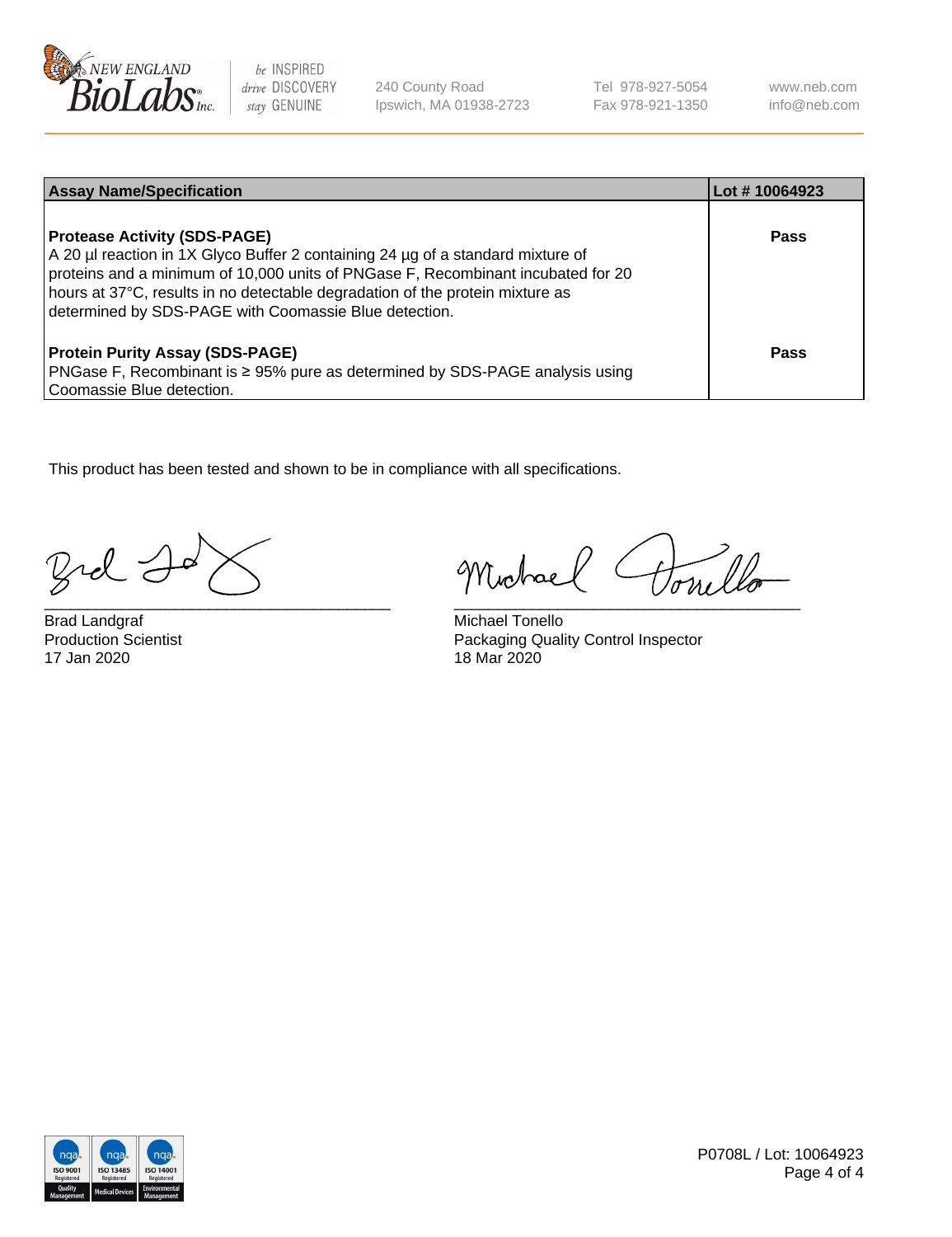240 County Road
Ipswich, MA 01938-2723

Tel 978-927-5054
Fax 978-921-1350

www.neb.com
info@neb.com

| Assay Name/Specification | Lot # 10064923 |
|---|---|
| **Protease Activity (SDS-PAGE)**<br>A 20 µl reaction in 1X Glyco Buffer 2 containing 24 µg of a standard mixture of proteins and a minimum of 10,000 units of PNGase F, Recombinant incubated for 20 hours at 37°C, results in no detectable degradation of the protein mixture as determined by SDS-PAGE with Coomassie Blue detection. | **Pass** |
| **Protein Purity Assay (SDS-PAGE)**<br>PNGase F, Recombinant is ≥ 95% pure as determined by SDS-PAGE analysis using Coomassie Blue detection. | **Pass** |

This product has been tested and shown to be in compliance with all specifications.

Brad Landgraf
Production Scientist
17 Jan 2020

Michael Tonello
Packaging Quality Control Inspector
18 Mar 2020

P0708L / Lot: 10064923